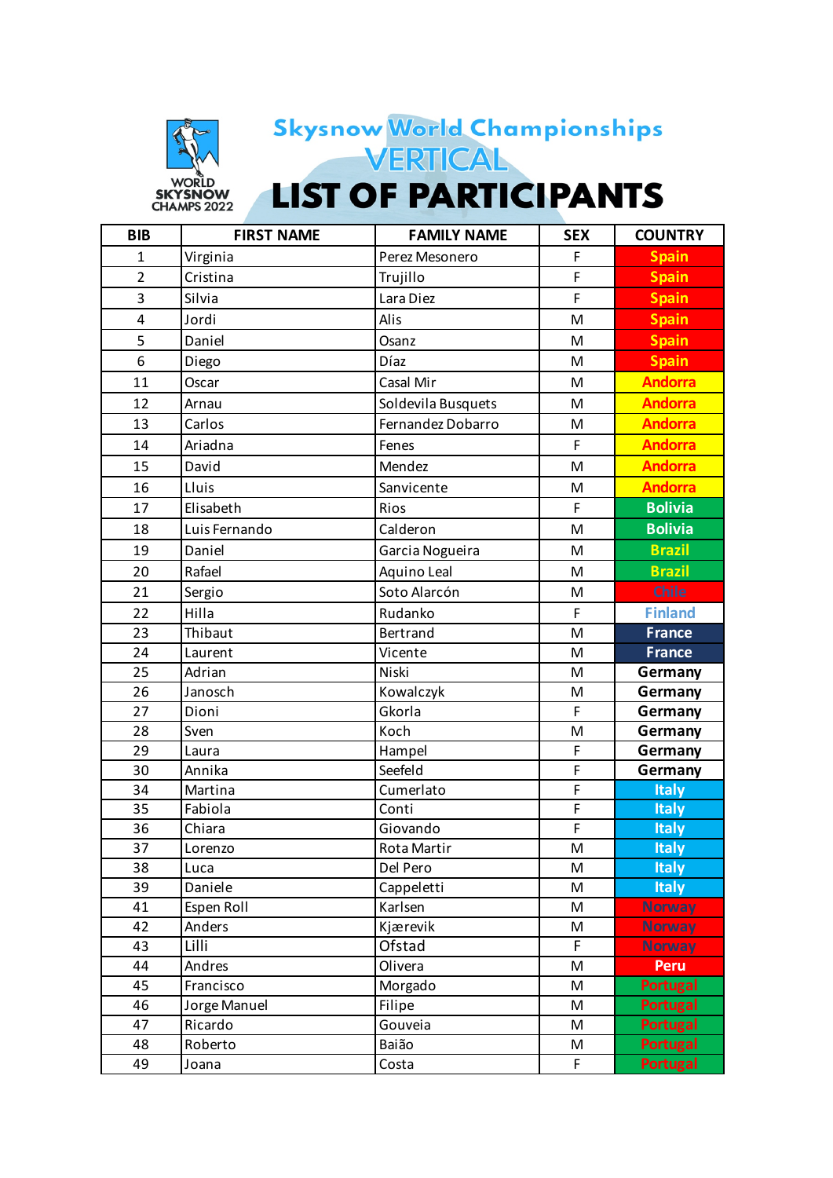WORLD SKYSNOW CHAMPS 2022

# Skysnow World Championships

## VERTICAL

# LIST OF PARTICIPANTS

| BIB | FIRST NAME | FAMILY NAME | SEX | COUNTRY |
|---|---|---|---|---|
| 1 | Virginia | Perez Mesonero | F | Spain |
| 2 | Cristina | Trujillo | F | Spain |
| 3 | Silvia | Lara Diez | F | Spain |
| 4 | Jordi | Alis | M | Spain |
| 5 | Daniel | Osanz | M | Spain |
| 6 | Diego | Díaz | M | Spain |
| 11 | Oscar | Casal Mir | M | Andorra |
| 12 | Arnau | Soldevila Busquets | M | Andorra |
| 13 | Carlos | Fernandez Dobarro | M | Andorra |
| 14 | Ariadna | Fenes | F | Andorra |
| 15 | David | Mendez | M | Andorra |
| 16 | Lluis | Sanvicente | M | Andorra |
| 17 | Elisabeth | Rios | F | Bolivia |
| 18 | Luis Fernando | Calderon | M | Bolivia |
| 19 | Daniel | Garcia Nogueira | M | Brazil |
| 20 | Rafael | Aquino Leal | M | Brazil |
| 21 | Sergio | Soto Alarcón | M | Chile |
| 22 | Hilla | Rudanko | F | Finland |
| 23 | Thibaut | Bertrand | M | France |
| 24 | Laurent | Vicente | M | France |
| 25 | Adrian | Niski | M | Germany |
| 26 | Janosch | Kowalczyk | M | Germany |
| 27 | Dioni | Gkorla | F | Germany |
| 28 | Sven | Koch | M | Germany |
| 29 | Laura | Hampel | F | Germany |
| 30 | Annika | Seefeld | F | Germany |
| 34 | Martina | Cumerlato | F | Italy |
| 35 | Fabiola | Conti | F | Italy |
| 36 | Chiara | Giovando | F | Italy |
| 37 | Lorenzo | Rota Martir | M | Italy |
| 38 | Luca | Del Pero | M | Italy |
| 39 | Daniele | Cappeletti | M | Italy |
| 41 | Espen Roll | Karlsen | M | Norway |
| 42 | Anders | Kjærevik | M | Norway |
| 43 | Lilli | Ofstad | F | Norway |
| 44 | Andres | Olivera | M | Peru |
| 45 | Francisco | Morgado | M | Portugal |
| 46 | Jorge Manuel | Filipe | M | Portugal |
| 47 | Ricardo | Gouveia | M | Portugal |
| 48 | Roberto | Baião | M | Portugal |
| 49 | Joana | Costa | F | Portugal |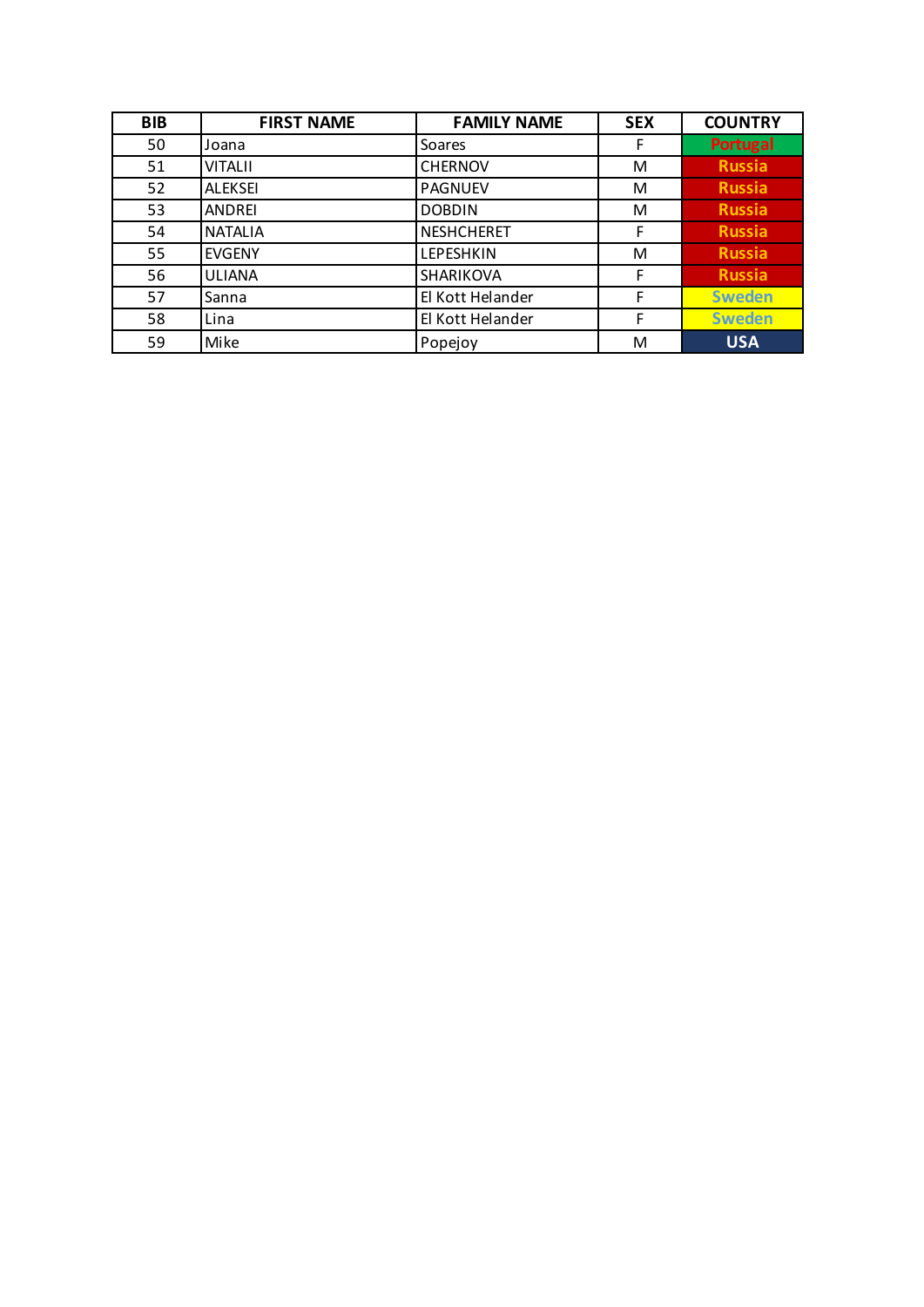| BIB | FIRST NAME | FAMILY NAME | SEX | COUNTRY |
|---|---|---|---|---|
| 50 | Joana | Soares | F | Portugal |
| 51 | VITALII | CHERNOV | M | Russia |
| 52 | ALEKSEI | PAGNUEV | M | Russia |
| 53 | ANDREI | DOBDIN | M | Russia |
| 54 | NATALIA | NESHCHERET | F | Russia |
| 55 | EVGENY | LEPESHKIN | M | Russia |
| 56 | ULIANA | SHARIKOVA | F | Russia |
| 57 | Sanna | El Kott Helander | F | Sweden |
| 58 | Lina | El Kott Helander | F | Sweden |
| 59 | Mike | Popejoy | M | USA |